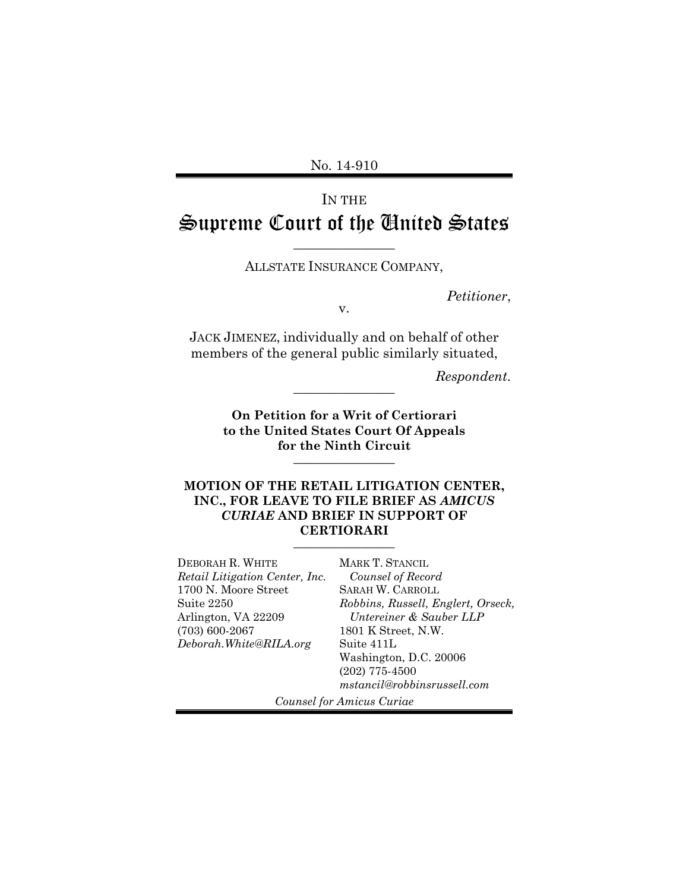No. 14-910

IN THE

# Supreme Court of the United States

---

ALLSTATE INSURANCE COMPANY,

*Petitioner*,

v.

JACK JIMENEZ, individually and on behalf of other members of the general public similarly situated,

*Respondent*.

---

**On Petition for a Writ of Certiorari to the United States Court Of Appeals for the Ninth Circuit**

---

**MOTION OF THE RETAIL LITIGATION CENTER, INC., FOR LEAVE TO FILE BRIEF AS *AMICUS CURIAE* AND BRIEF IN SUPPORT OF CERTIORARI**

---

DEBORAH R. WHITE
*Retail Litigation Center, Inc.*
1700 N. Moore Street
Suite 2250
Arlington, VA 22209
(703) 600-2067
*Deborah.White@RILA.org*

MARK T. STANCIL
*Counsel of Record*
SARAH W. CARROLL
*Robbins, Russell, Englert, Orseck, Untereiner & Sauber LLP*
1801 K Street, N.W.
Suite 411L
Washington, D.C. 20006
(202) 775-4500
*mstancil@robbinsrussell.com*

*Counsel for Amicus Curiae*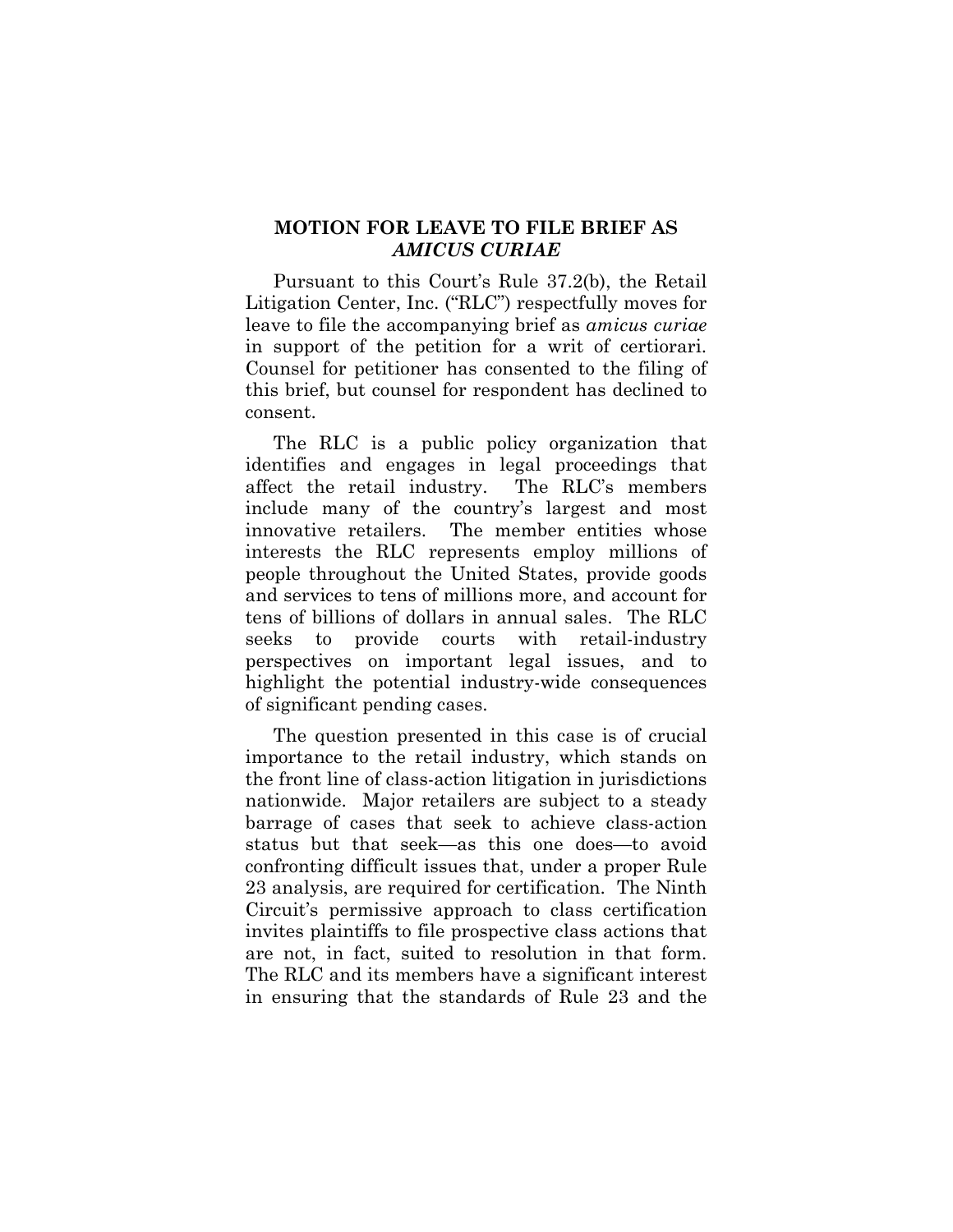## MOTION FOR LEAVE TO FILE BRIEF AS *AMICUS CURIAE*

Pursuant to this Court's Rule 37.2(b), the Retail Litigation Center, Inc. ("RLC") respectfully moves for leave to file the accompanying brief as *amicus curiae* in support of the petition for a writ of certiorari. Counsel for petitioner has consented to the filing of this brief, but counsel for respondent has declined to consent.

The RLC is a public policy organization that identifies and engages in legal proceedings that affect the retail industry. The RLC's members include many of the country's largest and most innovative retailers. The member entities whose interests the RLC represents employ millions of people throughout the United States, provide goods and services to tens of millions more, and account for tens of billions of dollars in annual sales. The RLC seeks to provide courts with retail-industry perspectives on important legal issues, and to highlight the potential industry-wide consequences of significant pending cases.

The question presented in this case is of crucial importance to the retail industry, which stands on the front line of class-action litigation in jurisdictions nationwide. Major retailers are subject to a steady barrage of cases that seek to achieve class-action status but that seek—as this one does—to avoid confronting difficult issues that, under a proper Rule 23 analysis, are required for certification. The Ninth Circuit's permissive approach to class certification invites plaintiffs to file prospective class actions that are not, in fact, suited to resolution in that form. The RLC and its members have a significant interest in ensuring that the standards of Rule 23 and the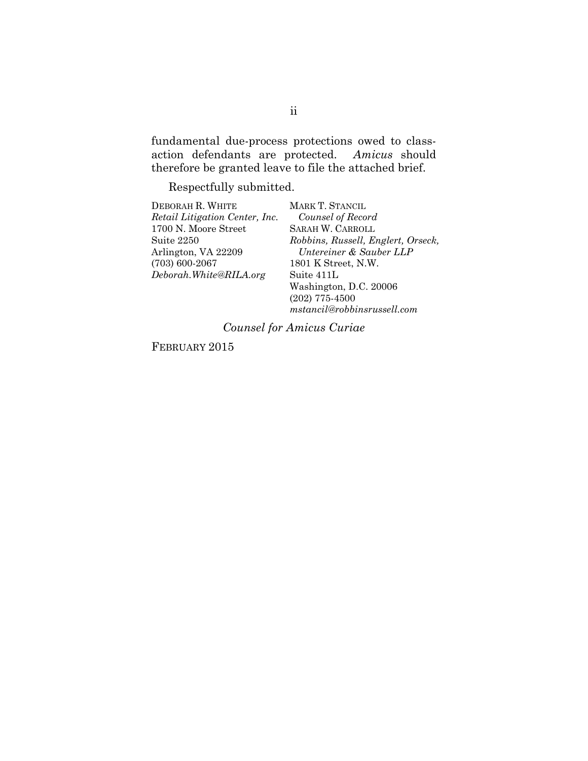fundamental due-process protections owed to class-action defendants are protected. *Amicus* should therefore be granted leave to file the attached brief.

Respectfully submitted.

DEBORAH R. WHITE
*Retail Litigation Center, Inc.*
1700 N. Moore Street
Suite 2250
Arlington, VA 22209
(703) 600-2067
*Deborah.White@RILA.org*

MARK T. STANCIL
*Counsel of Record*
SARAH W. CARROLL
*Robbins, Russell, Englert, Orseck, Untereiner & Sauber LLP*
1801 K Street, N.W.
Suite 411L
Washington, D.C. 20006
(202) 775-4500
*mstancil@robbinsrussell.com*

*Counsel for Amicus Curiae*

FEBRUARY 2015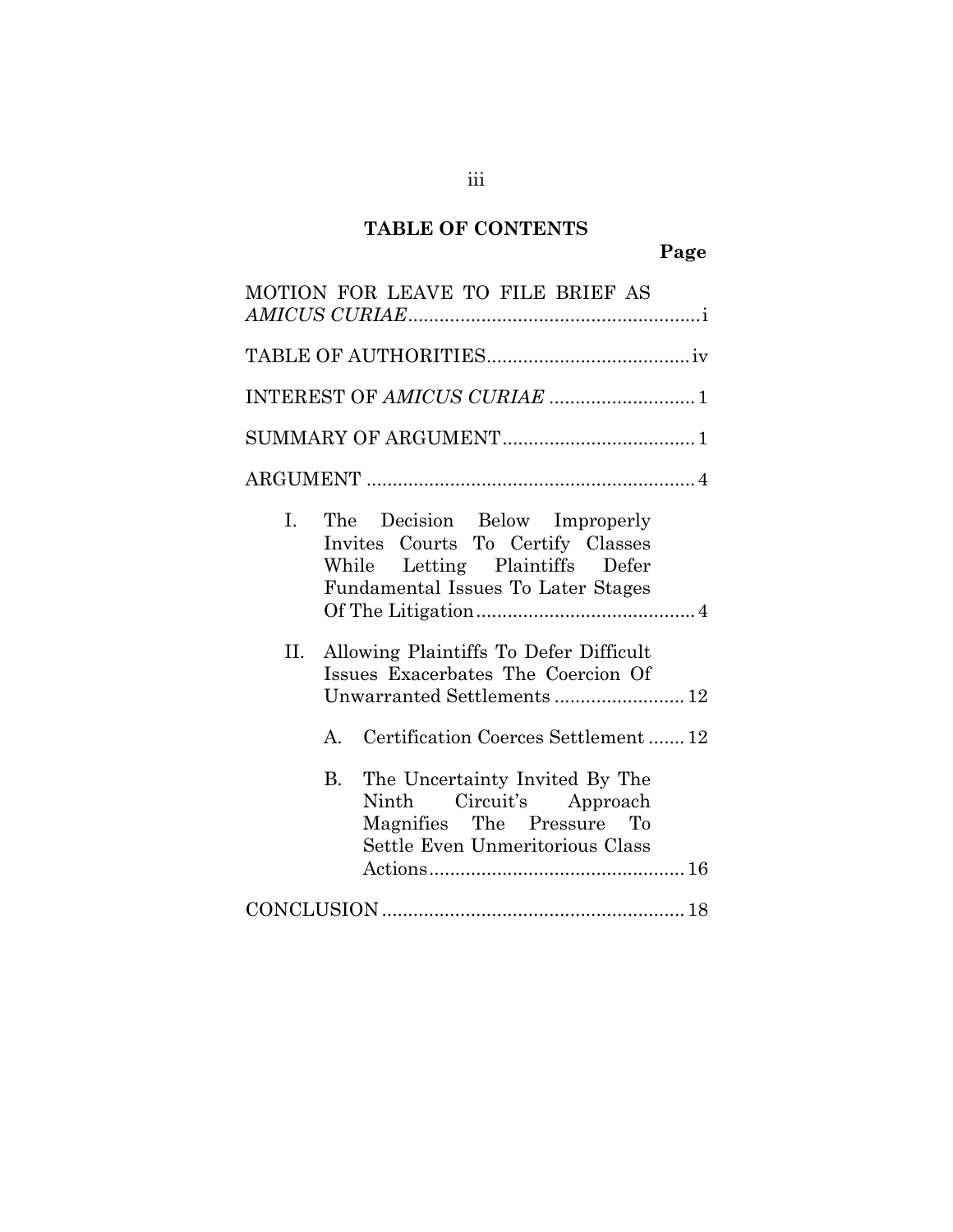## TABLE OF CONTENTS

| | Page |
|---|---|
| MOTION FOR LEAVE TO FILE BRIEF AS *AMICUS CURIAE* | i |
| TABLE OF AUTHORITIES | iv |
| INTEREST OF *AMICUS CURIAE* | 1 |
| SUMMARY OF ARGUMENT | 1 |
| ARGUMENT | 4 |
| I. The Decision Below Improperly Invites Courts To Certify Classes While Letting Plaintiffs Defer Fundamental Issues To Later Stages Of The Litigation | 4 |
| II. Allowing Plaintiffs To Defer Difficult Issues Exacerbates The Coercion Of Unwarranted Settlements | 12 |
| A. Certification Coerces Settlement | 12 |
| B. The Uncertainty Invited By The Ninth Circuit's Approach Magnifies The Pressure To Settle Even Unmeritorious Class Actions | 16 |
| CONCLUSION | 18 |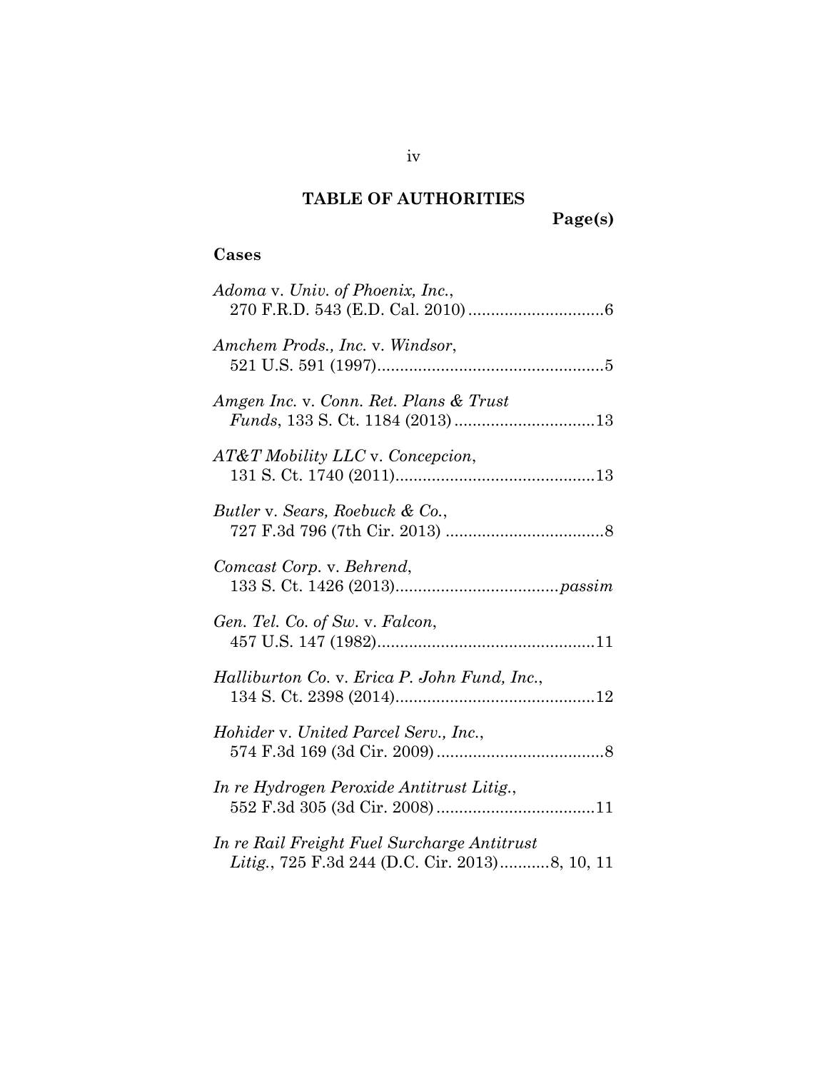# TABLE OF AUTHORITIES

**Page(s)**

## Cases

*Adoma* v. *Univ. of Phoenix, Inc.*, 270 F.R.D. 543 (E.D. Cal. 2010) .............................6

*Amchem Prods., Inc.* v. *Windsor*, 521 U.S. 591 (1997).................................................5

*Amgen Inc.* v. *Conn. Ret. Plans & Trust Funds*, 133 S. Ct. 1184 (2013) ..............................13

*AT&T Mobility LLC* v. *Concepcion*, 131 S. Ct. 1740 (2011)...........................................13

*Butler* v. *Sears, Roebuck & Co.*, 727 F.3d 796 (7th Cir. 2013) ...................................8

*Comcast Corp.* v. *Behrend*, 133 S. Ct. 1426 (2013)...................................*passim*

*Gen. Tel. Co. of Sw.* v. *Falcon*, 457 U.S. 147 (1982)...............................................11

*Halliburton Co.* v. *Erica P. John Fund, Inc.*, 134 S. Ct. 2398 (2014)...........................................12

*Hohider* v. *United Parcel Serv., Inc.*, 574 F.3d 169 (3d Cir. 2009) .....................................8

*In re Hydrogen Peroxide Antitrust Litig.*, 552 F.3d 305 (3d Cir. 2008) ..................................11

*In re Rail Freight Fuel Surcharge Antitrust Litig.*, 725 F.3d 244 (D.C. Cir. 2013)...........8, 10, 11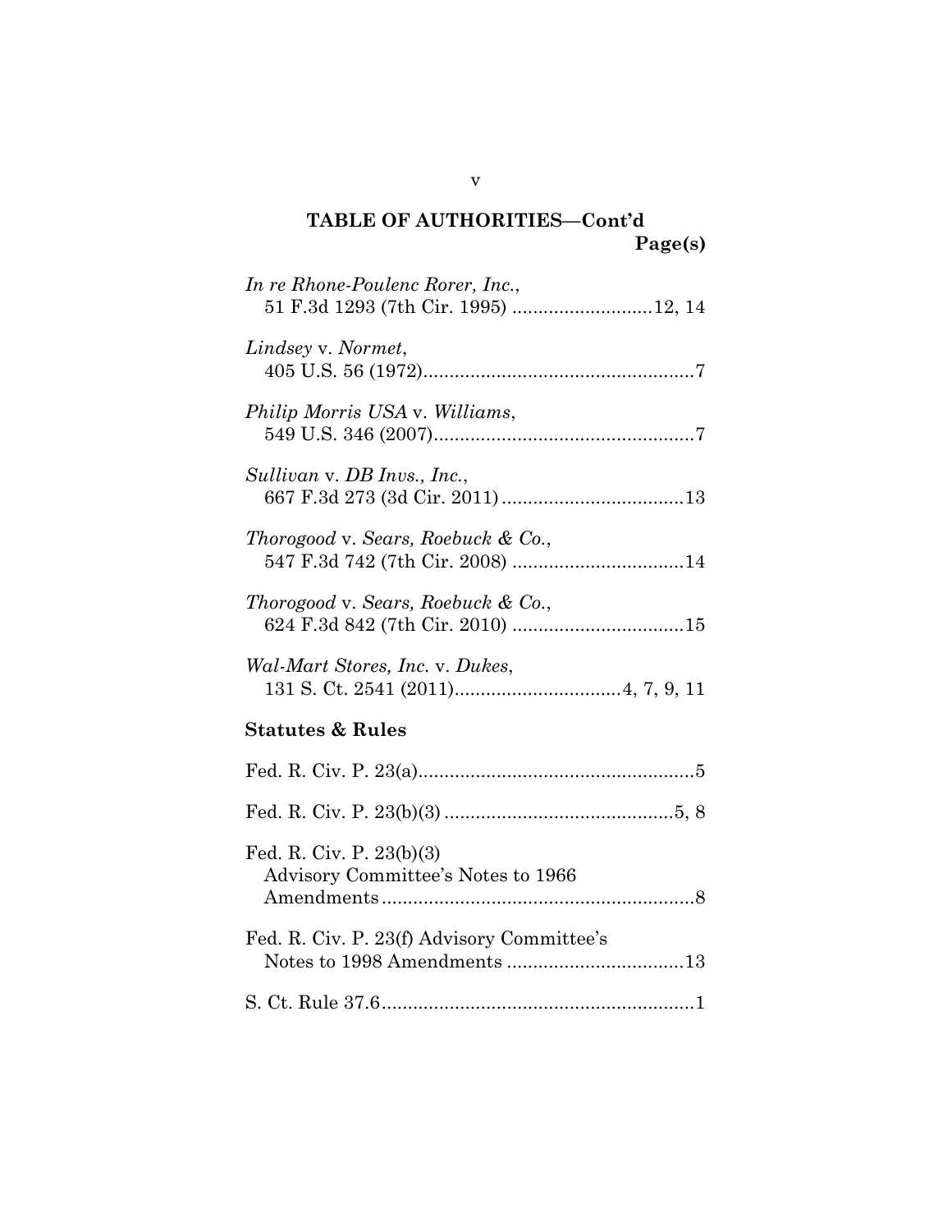## TABLE OF AUTHORITIES—Cont'd

**Page(s)**

*In re Rhone-Poulenc Rorer, Inc.*,
51 F.3d 1293 (7th Cir. 1995) ..........................12, 14

*Lindsey* v. *Normet*,
405 U.S. 56 (1972)....................................................7

*Philip Morris USA* v. *Williams*,
549 U.S. 346 (2007)..................................................7

*Sullivan* v. *DB Invs., Inc.*,
667 F.3d 273 (3d Cir. 2011)..................................13

*Thorogood* v. *Sears, Roebuck & Co.*,
547 F.3d 742 (7th Cir. 2008) ................................14

*Thorogood* v. *Sears, Roebuck & Co.*,
624 F.3d 842 (7th Cir. 2010) ................................15

*Wal-Mart Stores, Inc.* v. *Dukes*,
131 S. Ct. 2541 (2011)...............................4, 7, 9, 11

### Statutes & Rules

Fed. R. Civ. P. 23(a)....................................................5

Fed. R. Civ. P. 23(b)(3) ...........................................5, 8

Fed. R. Civ. P. 23(b)(3)
Advisory Committee's Notes to 1966
Amendments...........................................................8

Fed. R. Civ. P. 23(f) Advisory Committee's
Notes to 1998 Amendments ..................................13

S. Ct. Rule 37.6............................................................1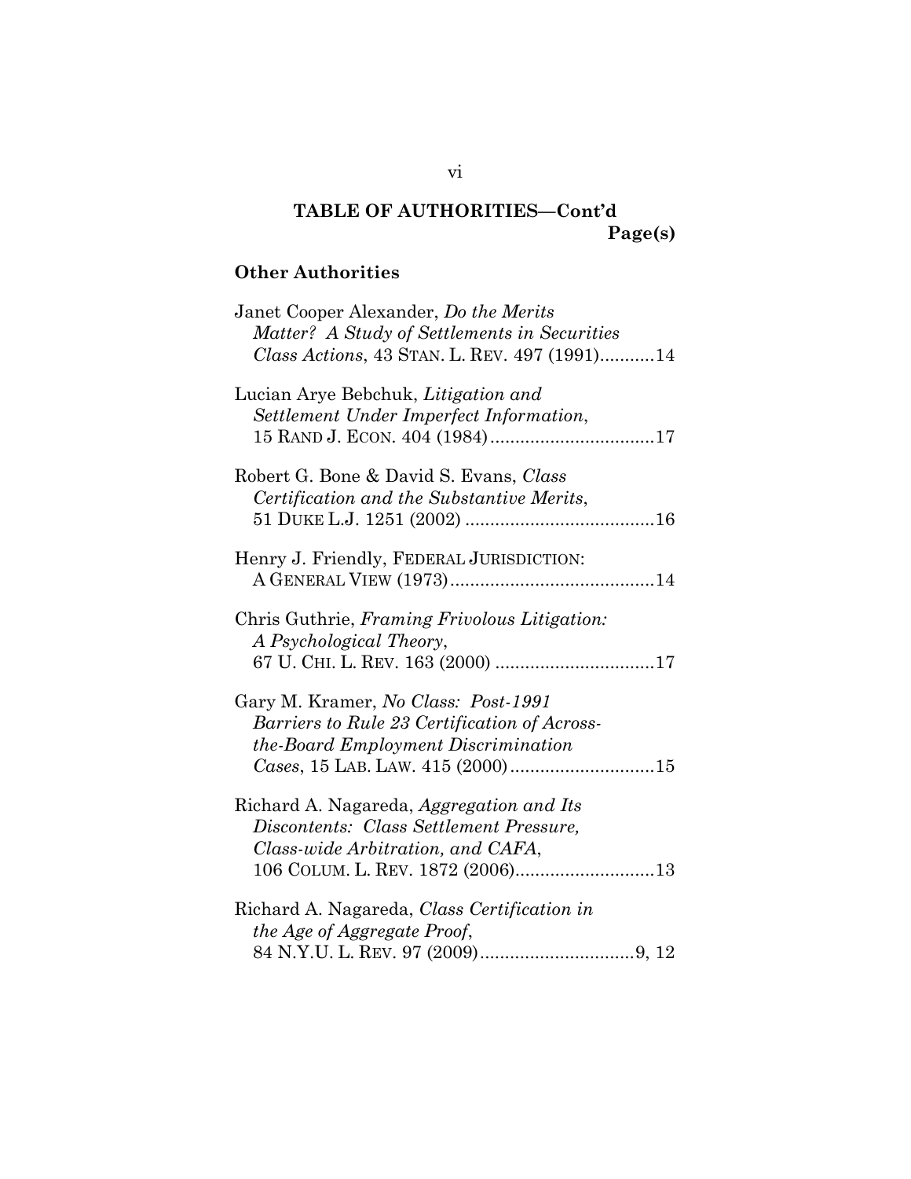## TABLE OF AUTHORITIES—Cont'd

Page(s)

### Other Authorities

Janet Cooper Alexander, *Do the Merits Matter? A Study of Settlements in Securities Class Actions*, 43 STAN. L. REV. 497 (1991)...........14

Lucian Arye Bebchuk, *Litigation and Settlement Under Imperfect Information*, 15 RAND J. ECON. 404 (1984).................................17

Robert G. Bone & David S. Evans, *Class Certification and the Substantive Merits*, 51 DUKE L.J. 1251 (2002) ......................................16

Henry J. Friendly, FEDERAL JURISDICTION: A GENERAL VIEW (1973).........................................14

Chris Guthrie, *Framing Frivolous Litigation: A Psychological Theory*, 67 U. CHI. L. REV. 163 (2000) ................................17

Gary M. Kramer, *No Class: Post-1991 Barriers to Rule 23 Certification of Across-the-Board Employment Discrimination Cases*, 15 LAB. LAW. 415 (2000).............................15

Richard A. Nagareda, *Aggregation and Its Discontents: Class Settlement Pressure, Class-wide Arbitration, and CAFA*, 106 COLUM. L. REV. 1872 (2006)............................13

Richard A. Nagareda, *Class Certification in the Age of Aggregate Proof*, 84 N.Y.U. L. REV. 97 (2009)...............................9, 12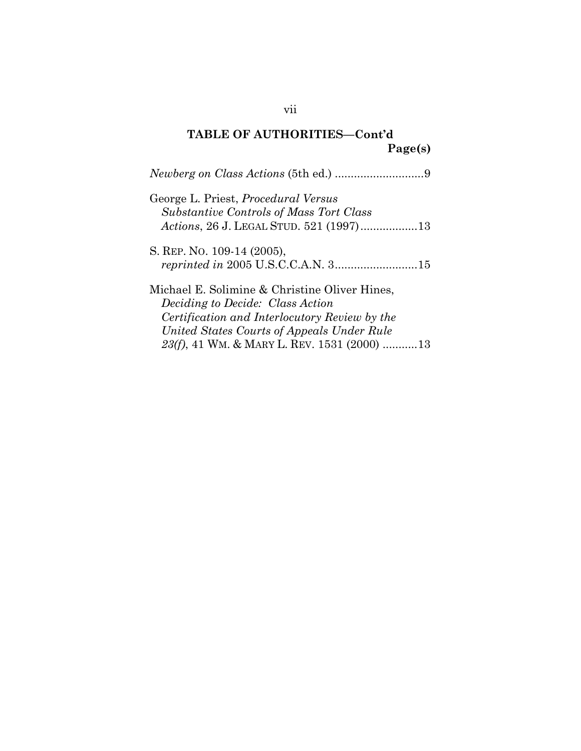## TABLE OF AUTHORITIES—Cont'd

**Page(s)**

*Newberg on Class Actions* (5th ed.) ............................9

George L. Priest, *Procedural Versus Substantive Controls of Mass Tort Class Actions*, 26 J. LEGAL STUD. 521 (1997)..................13

S. REP. NO. 109-14 (2005), *reprinted in* 2005 U.S.C.C.A.N. 3..........................15

Michael E. Solimine & Christine Oliver Hines, *Deciding to Decide: Class Action Certification and Interlocutory Review by the United States Courts of Appeals Under Rule 23(f)*, 41 WM. & MARY L. REV. 1531 (2000) ...........13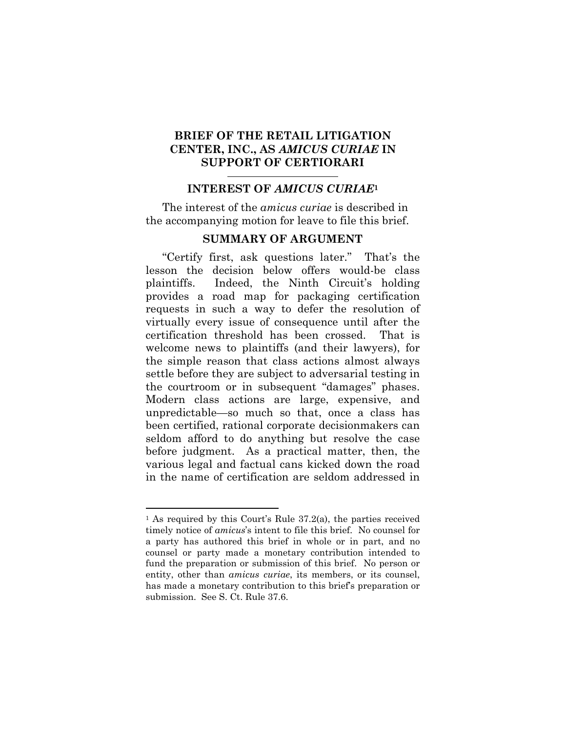## BRIEF OF THE RETAIL LITIGATION CENTER, INC., AS *AMICUS CURIAE* IN SUPPORT OF CERTIORARI

### INTEREST OF *AMICUS CURIAE*[1]

The interest of the *amicus curiae* is described in the accompanying motion for leave to file this brief.

### SUMMARY OF ARGUMENT

"Certify first, ask questions later." That's the lesson the decision below offers would-be class plaintiffs. Indeed, the Ninth Circuit's holding provides a road map for packaging certification requests in such a way to defer the resolution of virtually every issue of consequence until after the certification threshold has been crossed. That is welcome news to plaintiffs (and their lawyers), for the simple reason that class actions almost always settle before they are subject to adversarial testing in the courtroom or in subsequent "damages" phases. Modern class actions are large, expensive, and unpredictable—so much so that, once a class has been certified, rational corporate decisionmakers can seldom afford to do anything but resolve the case before judgment. As a practical matter, then, the various legal and factual cans kicked down the road in the name of certification are seldom addressed in

---

[1] As required by this Court's Rule 37.2(a), the parties received timely notice of *amicus*'s intent to file this brief. No counsel for a party has authored this brief in whole or in part, and no counsel or party made a monetary contribution intended to fund the preparation or submission of this brief. No person or entity, other than *amicus curiae*, its members, or its counsel, has made a monetary contribution to this brief's preparation or submission. See S. Ct. Rule 37.6.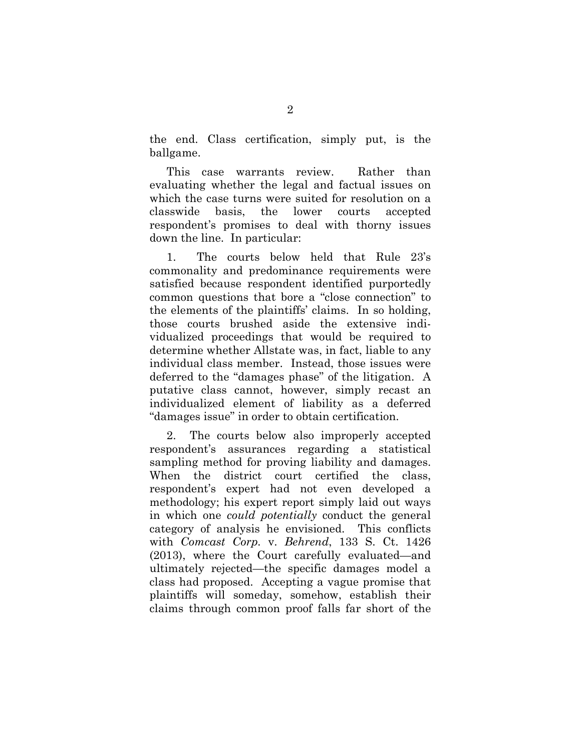the end. Class certification, simply put, is the ballgame.

This case warrants review. Rather than evaluating whether the legal and factual issues on which the case turns were suited for resolution on a classwide basis, the lower courts accepted respondent's promises to deal with thorny issues down the line. In particular:

1. The courts below held that Rule 23's commonality and predominance requirements were satisfied because respondent identified purportedly common questions that bore a "close connection" to the elements of the plaintiffs' claims. In so holding, those courts brushed aside the extensive individualized proceedings that would be required to determine whether Allstate was, in fact, liable to any individual class member. Instead, those issues were deferred to the "damages phase" of the litigation. A putative class cannot, however, simply recast an individualized element of liability as a deferred "damages issue" in order to obtain certification.

2. The courts below also improperly accepted respondent's assurances regarding a statistical sampling method for proving liability and damages. When the district court certified the class, respondent's expert had not even developed a methodology; his expert report simply laid out ways in which one *could potentially* conduct the general category of analysis he envisioned. This conflicts with *Comcast Corp.* v. *Behrend*, 133 S. Ct. 1426 (2013), where the Court carefully evaluated—and ultimately rejected—the specific damages model a class had proposed. Accepting a vague promise that plaintiffs will someday, somehow, establish their claims through common proof falls far short of the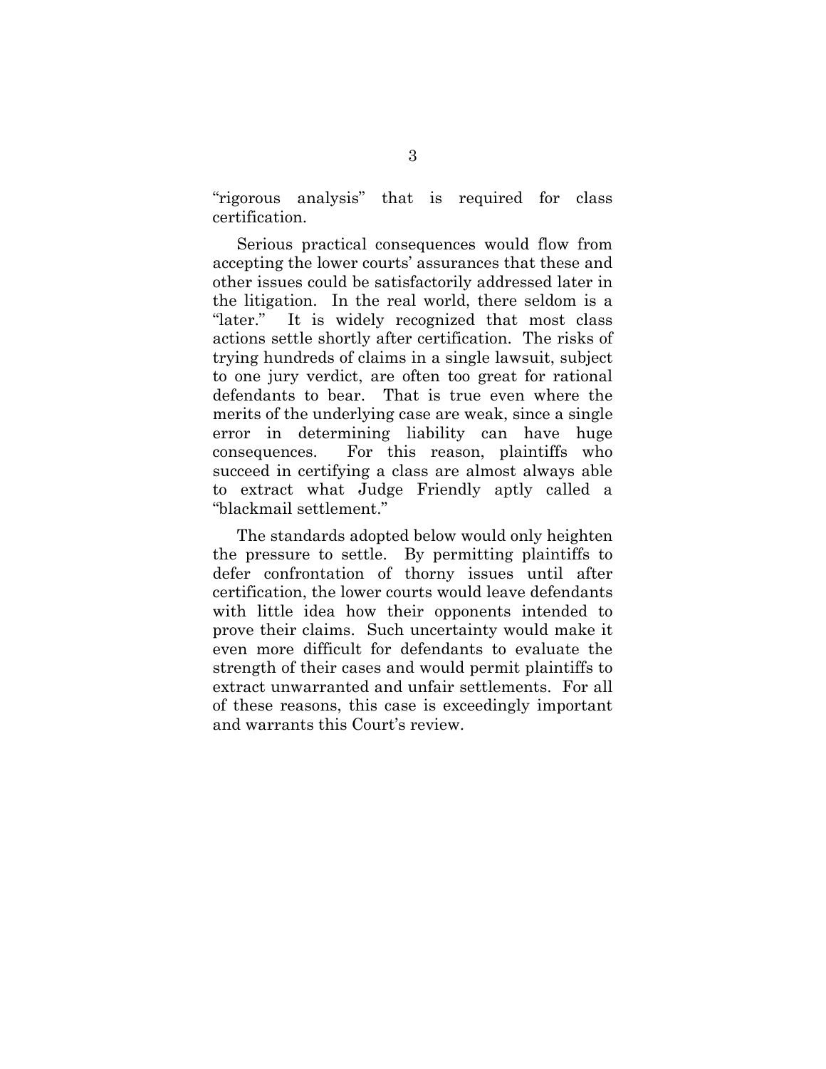"rigorous analysis" that is required for class certification.

Serious practical consequences would flow from accepting the lower courts' assurances that these and other issues could be satisfactorily addressed later in the litigation. In the real world, there seldom is a "later." It is widely recognized that most class actions settle shortly after certification. The risks of trying hundreds of claims in a single lawsuit, subject to one jury verdict, are often too great for rational defendants to bear. That is true even where the merits of the underlying case are weak, since a single error in determining liability can have huge consequences. For this reason, plaintiffs who succeed in certifying a class are almost always able to extract what Judge Friendly aptly called a "blackmail settlement."

The standards adopted below would only heighten the pressure to settle. By permitting plaintiffs to defer confrontation of thorny issues until after certification, the lower courts would leave defendants with little idea how their opponents intended to prove their claims. Such uncertainty would make it even more difficult for defendants to evaluate the strength of their cases and would permit plaintiffs to extract unwarranted and unfair settlements. For all of these reasons, this case is exceedingly important and warrants this Court's review.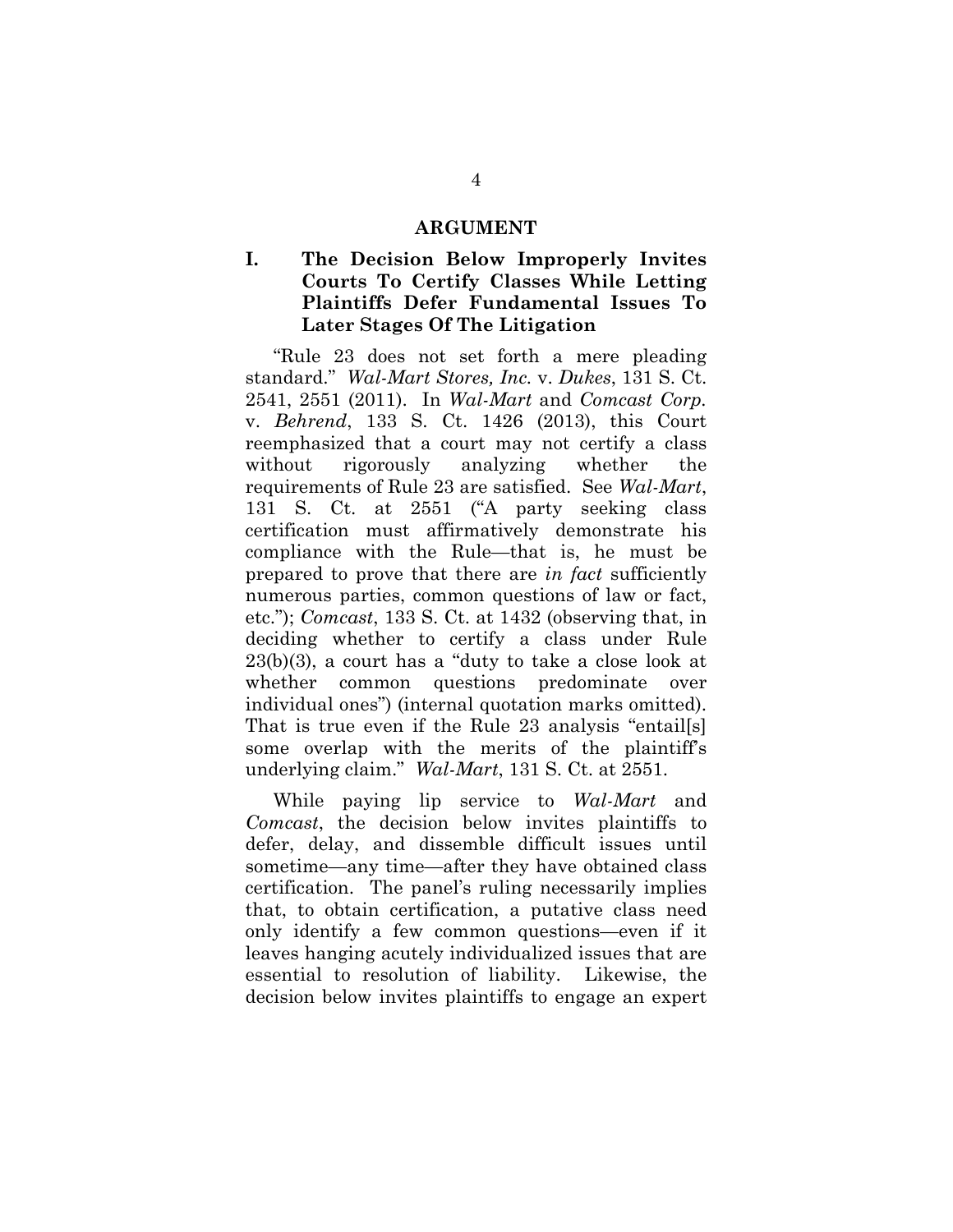# ARGUMENT

## I. The Decision Below Improperly Invites Courts To Certify Classes While Letting Plaintiffs Defer Fundamental Issues To Later Stages Of The Litigation

"Rule 23 does not set forth a mere pleading standard." *Wal-Mart Stores, Inc.* v. *Dukes*, 131 S. Ct. 2541, 2551 (2011). In *Wal-Mart* and *Comcast Corp.* v. *Behrend*, 133 S. Ct. 1426 (2013), this Court reemphasized that a court may not certify a class without rigorously analyzing whether the requirements of Rule 23 are satisfied. See *Wal-Mart*, 131 S. Ct. at 2551 ("A party seeking class certification must affirmatively demonstrate his compliance with the Rule—that is, he must be prepared to prove that there are *in fact* sufficiently numerous parties, common questions of law or fact, etc."); *Comcast*, 133 S. Ct. at 1432 (observing that, in deciding whether to certify a class under Rule 23(b)(3), a court has a "duty to take a close look at whether common questions predominate over individual ones") (internal quotation marks omitted). That is true even if the Rule 23 analysis "entail[s] some overlap with the merits of the plaintiff's underlying claim." *Wal-Mart*, 131 S. Ct. at 2551.

While paying lip service to *Wal-Mart* and *Comcast*, the decision below invites plaintiffs to defer, delay, and dissemble difficult issues until sometime—any time—after they have obtained class certification. The panel's ruling necessarily implies that, to obtain certification, a putative class need only identify a few common questions—even if it leaves hanging acutely individualized issues that are essential to resolution of liability. Likewise, the decision below invites plaintiffs to engage an expert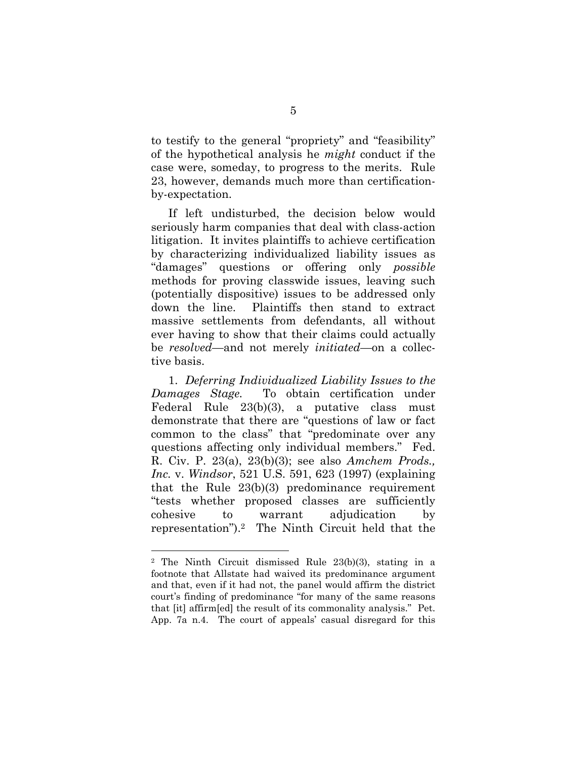to testify to the general "propriety" and "feasibility" of the hypothetical analysis he *might* conduct if the case were, someday, to progress to the merits. Rule 23, however, demands much more than certification-by-expectation.

If left undisturbed, the decision below would seriously harm companies that deal with class-action litigation. It invites plaintiffs to achieve certification by characterizing individualized liability issues as "damages" questions or offering only *possible* methods for proving classwide issues, leaving such (potentially dispositive) issues to be addressed only down the line. Plaintiffs then stand to extract massive settlements from defendants, all without ever having to show that their claims could actually be *resolved*—and not merely *initiated*—on a collective basis.

1. *Deferring Individualized Liability Issues to the Damages Stage.* To obtain certification under Federal Rule 23(b)(3), a putative class must demonstrate that there are "questions of law or fact common to the class" that "predominate over any questions affecting only individual members." Fed. R. Civ. P. 23(a), 23(b)(3); see also *Amchem Prods., Inc.* v. *Windsor*, 521 U.S. 591, 623 (1997) (explaining that the Rule 23(b)(3) predominance requirement "tests whether proposed classes are sufficiently cohesive to warrant adjudication by representation").[2] The Ninth Circuit held that the

---

[2] The Ninth Circuit dismissed Rule 23(b)(3), stating in a footnote that Allstate had waived its predominance argument and that, even if it had not, the panel would affirm the district court's finding of predominance "for many of the same reasons that [it] affirm[ed] the result of its commonality analysis." Pet. App. 7a n.4. The court of appeals' casual disregard for this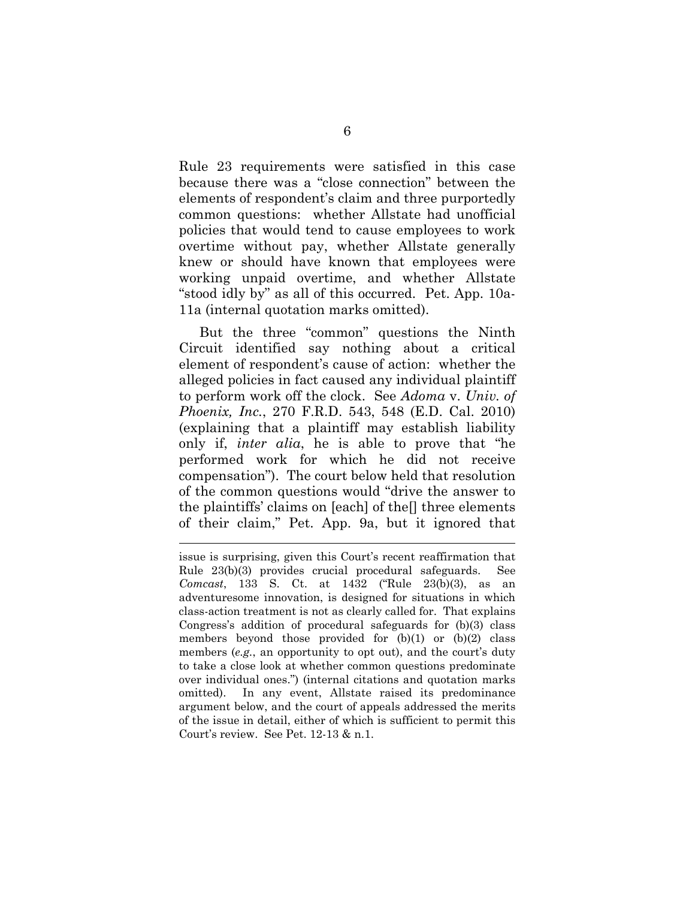Rule 23 requirements were satisfied in this case because there was a "close connection" between the elements of respondent's claim and three purportedly common questions: whether Allstate had unofficial policies that would tend to cause employees to work overtime without pay, whether Allstate generally knew or should have known that employees were working unpaid overtime, and whether Allstate "stood idly by" as all of this occurred. Pet. App. 10a-11a (internal quotation marks omitted).

But the three "common" questions the Ninth Circuit identified say nothing about a critical element of respondent's cause of action: whether the alleged policies in fact caused any individual plaintiff to perform work off the clock. See *Adoma* v. *Univ. of Phoenix, Inc.*, 270 F.R.D. 543, 548 (E.D. Cal. 2010) (explaining that a plaintiff may establish liability only if, *inter alia*, he is able to prove that "he performed work for which he did not receive compensation"). The court below held that resolution of the common questions would "drive the answer to the plaintiffs' claims on [each] of the[] three elements of their claim," Pet. App. 9a, but it ignored that

---

issue is surprising, given this Court's recent reaffirmation that Rule 23(b)(3) provides crucial procedural safeguards. See *Comcast*, 133 S. Ct. at 1432 ("Rule 23(b)(3), as an adventuresome innovation, is designed for situations in which class-action treatment is not as clearly called for. That explains Congress's addition of procedural safeguards for (b)(3) class members beyond those provided for (b)(1) or (b)(2) class members (*e.g.*, an opportunity to opt out), and the court's duty to take a close look at whether common questions predominate over individual ones.") (internal citations and quotation marks omitted). In any event, Allstate raised its predominance argument below, and the court of appeals addressed the merits of the issue in detail, either of which is sufficient to permit this Court's review. See Pet. 12-13 & n.1.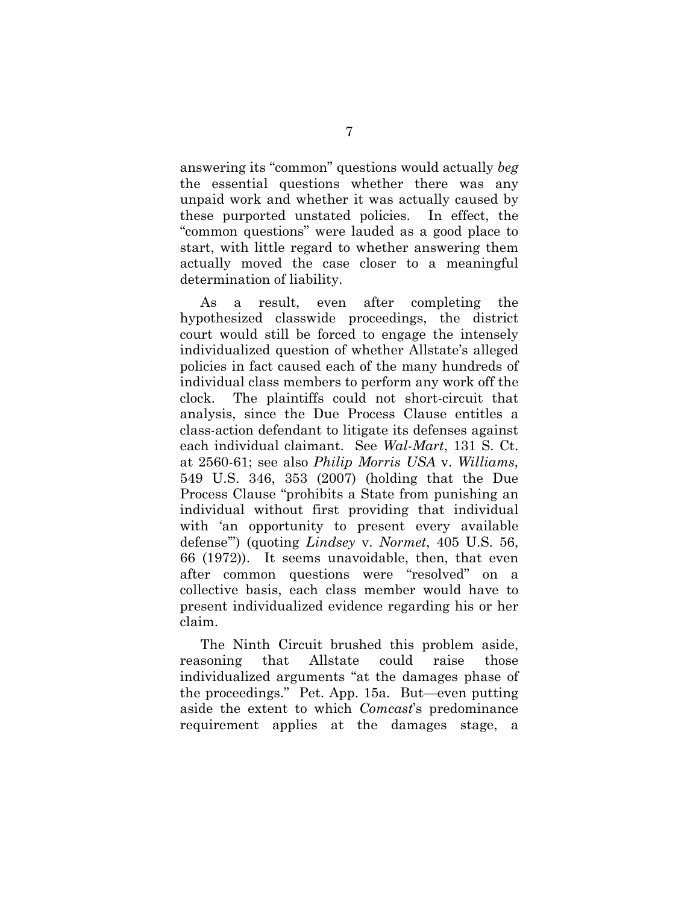answering its "common" questions would actually *beg* the essential questions whether there was any unpaid work and whether it was actually caused by these purported unstated policies. In effect, the "common questions" were lauded as a good place to start, with little regard to whether answering them actually moved the case closer to a meaningful determination of liability.

As a result, even after completing the hypothesized classwide proceedings, the district court would still be forced to engage the intensely individualized question of whether Allstate's alleged policies in fact caused each of the many hundreds of individual class members to perform any work off the clock. The plaintiffs could not short-circuit that analysis, since the Due Process Clause entitles a class-action defendant to litigate its defenses against each individual claimant. See *Wal-Mart*, 131 S. Ct. at 2560-61; see also *Philip Morris USA* v. *Williams*, 549 U.S. 346, 353 (2007) (holding that the Due Process Clause "prohibits a State from punishing an individual without first providing that individual with 'an opportunity to present every available defense'") (quoting *Lindsey* v. *Normet*, 405 U.S. 56, 66 (1972)). It seems unavoidable, then, that even after common questions were "resolved" on a collective basis, each class member would have to present individualized evidence regarding his or her claim.

The Ninth Circuit brushed this problem aside, reasoning that Allstate could raise those individualized arguments "at the damages phase of the proceedings." Pet. App. 15a. But—even putting aside the extent to which *Comcast*'s predominance requirement applies at the damages stage, a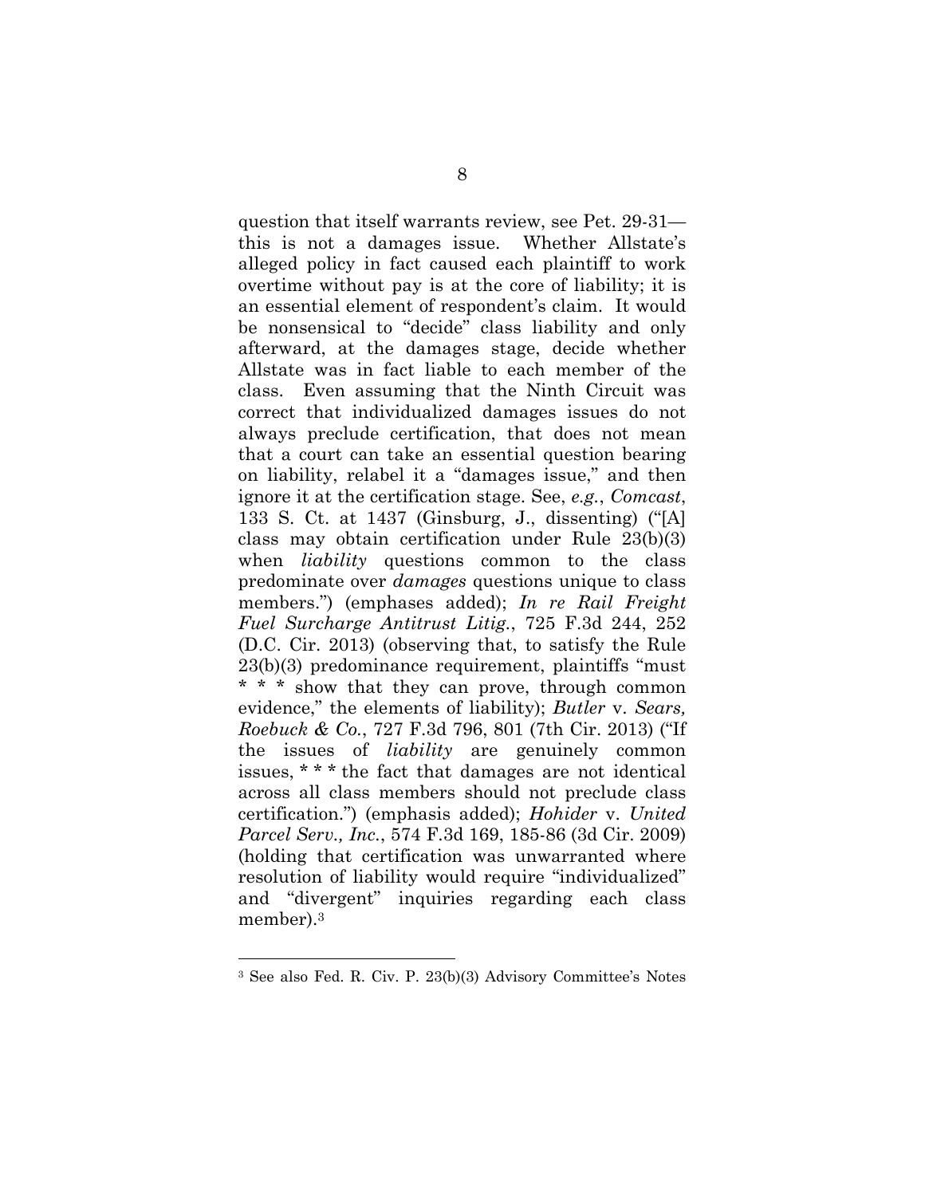question that itself warrants review, see Pet. 29-31—this is not a damages issue. Whether Allstate's alleged policy in fact caused each plaintiff to work overtime without pay is at the core of liability; it is an essential element of respondent's claim. It would be nonsensical to "decide" class liability and only afterward, at the damages stage, decide whether Allstate was in fact liable to each member of the class. Even assuming that the Ninth Circuit was correct that individualized damages issues do not always preclude certification, that does not mean that a court can take an essential question bearing on liability, relabel it a "damages issue," and then ignore it at the certification stage. See, *e.g.*, *Comcast*, 133 S. Ct. at 1437 (Ginsburg, J., dissenting) ("[A] class may obtain certification under Rule 23(b)(3) when *liability* questions common to the class predominate over *damages* questions unique to class members.") (emphases added); *In re Rail Freight Fuel Surcharge Antitrust Litig.*, 725 F.3d 244, 252 (D.C. Cir. 2013) (observing that, to satisfy the Rule 23(b)(3) predominance requirement, plaintiffs "must * * * show that they can prove, through common evidence," the elements of liability); *Butler* v. *Sears, Roebuck & Co.*, 727 F.3d 796, 801 (7th Cir. 2013) ("If the issues of *liability* are genuinely common issues, * * * the fact that damages are not identical across all class members should not preclude class certification.") (emphasis added); *Hohider* v. *United Parcel Serv., Inc.*, 574 F.3d 169, 185-86 (3d Cir. 2009) (holding that certification was unwarranted where resolution of liability would require "individualized" and "divergent" inquiries regarding each class member).[3]

---

[3] See also Fed. R. Civ. P. 23(b)(3) Advisory Committee's Notes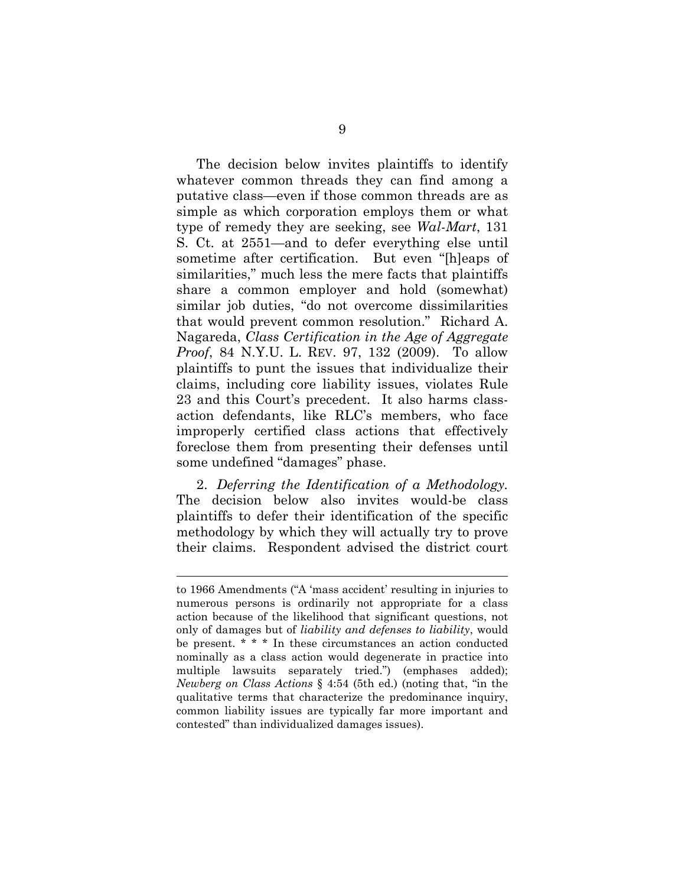The decision below invites plaintiffs to identify whatever common threads they can find among a putative class—even if those common threads are as simple as which corporation employs them or what type of remedy they are seeking, see *Wal-Mart*, 131 S. Ct. at 2551—and to defer everything else until sometime after certification. But even "[h]eaps of similarities," much less the mere facts that plaintiffs share a common employer and hold (somewhat) similar job duties, "do not overcome dissimilarities that would prevent common resolution." Richard A. Nagareda, *Class Certification in the Age of Aggregate Proof*, 84 N.Y.U. L. REV. 97, 132 (2009). To allow plaintiffs to punt the issues that individualize their claims, including core liability issues, violates Rule 23 and this Court's precedent. It also harms class-action defendants, like RLC's members, who face improperly certified class actions that effectively foreclose them from presenting their defenses until some undefined "damages" phase.

2. *Deferring the Identification of a Methodology.* The decision below also invites would-be class plaintiffs to defer their identification of the specific methodology by which they will actually try to prove their claims. Respondent advised the district court

---

to 1966 Amendments ("A 'mass accident' resulting in injuries to numerous persons is ordinarily not appropriate for a class action because of the likelihood that significant questions, not only of damages but of *liability and defenses to liability*, would be present. * * * In these circumstances an action conducted nominally as a class action would degenerate in practice into multiple lawsuits separately tried.") (emphases added); *Newberg on Class Actions* § 4:54 (5th ed.) (noting that, "in the qualitative terms that characterize the predominance inquiry, common liability issues are typically far more important and contested" than individualized damages issues).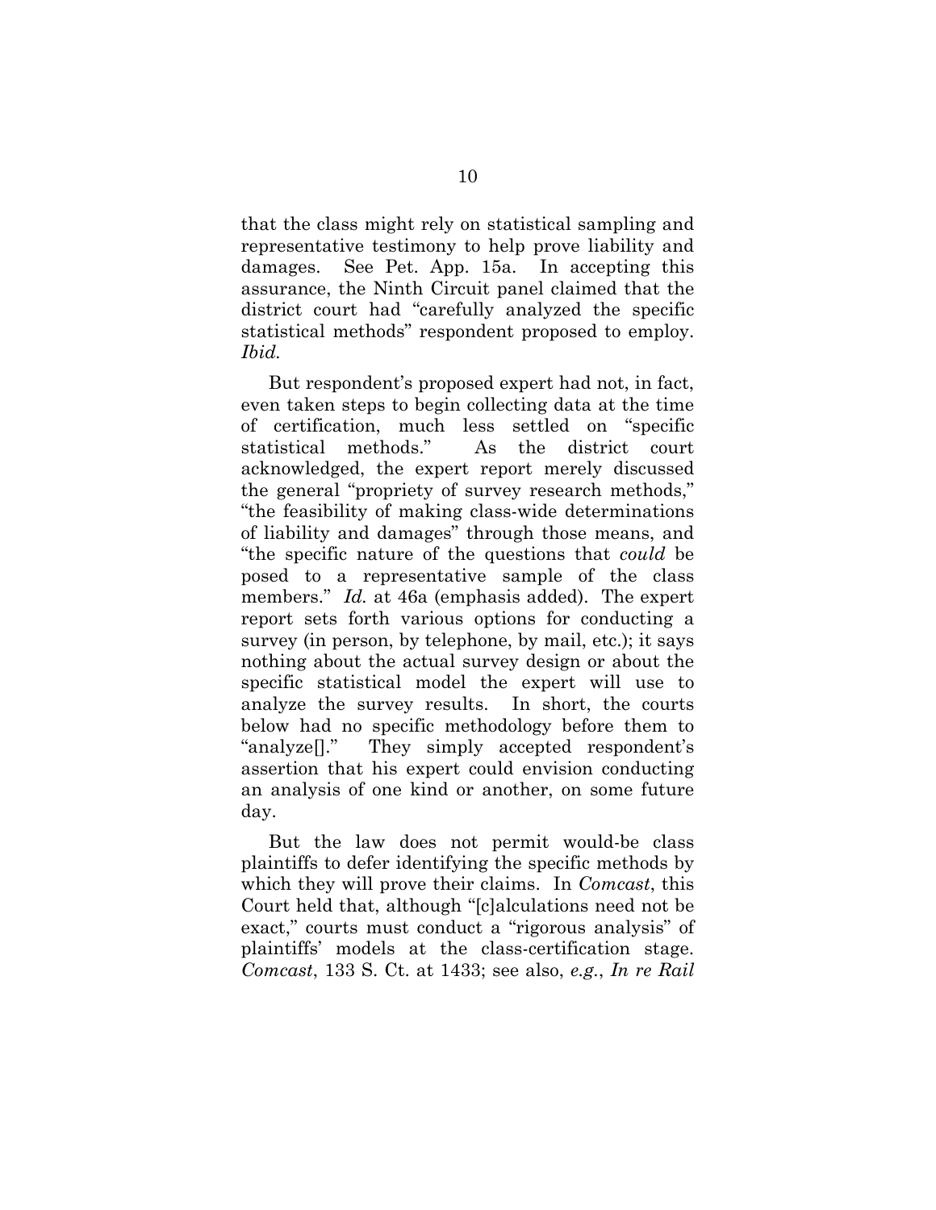that the class might rely on statistical sampling and representative testimony to help prove liability and damages. See Pet. App. 15a. In accepting this assurance, the Ninth Circuit panel claimed that the district court had "carefully analyzed the specific statistical methods" respondent proposed to employ. *Ibid.*

But respondent's proposed expert had not, in fact, even taken steps to begin collecting data at the time of certification, much less settled on "specific statistical methods." As the district court acknowledged, the expert report merely discussed the general "propriety of survey research methods," "the feasibility of making class-wide determinations of liability and damages" through those means, and "the specific nature of the questions that *could* be posed to a representative sample of the class members." *Id.* at 46a (emphasis added). The expert report sets forth various options for conducting a survey (in person, by telephone, by mail, etc.); it says nothing about the actual survey design or about the specific statistical model the expert will use to analyze the survey results. In short, the courts below had no specific methodology before them to "analyze[]." They simply accepted respondent's assertion that his expert could envision conducting an analysis of one kind or another, on some future day.

But the law does not permit would-be class plaintiffs to defer identifying the specific methods by which they will prove their claims. In *Comcast*, this Court held that, although "[c]alculations need not be exact," courts must conduct a "rigorous analysis" of plaintiffs' models at the class-certification stage. *Comcast*, 133 S. Ct. at 1433; see also, *e.g.*, *In re Rail*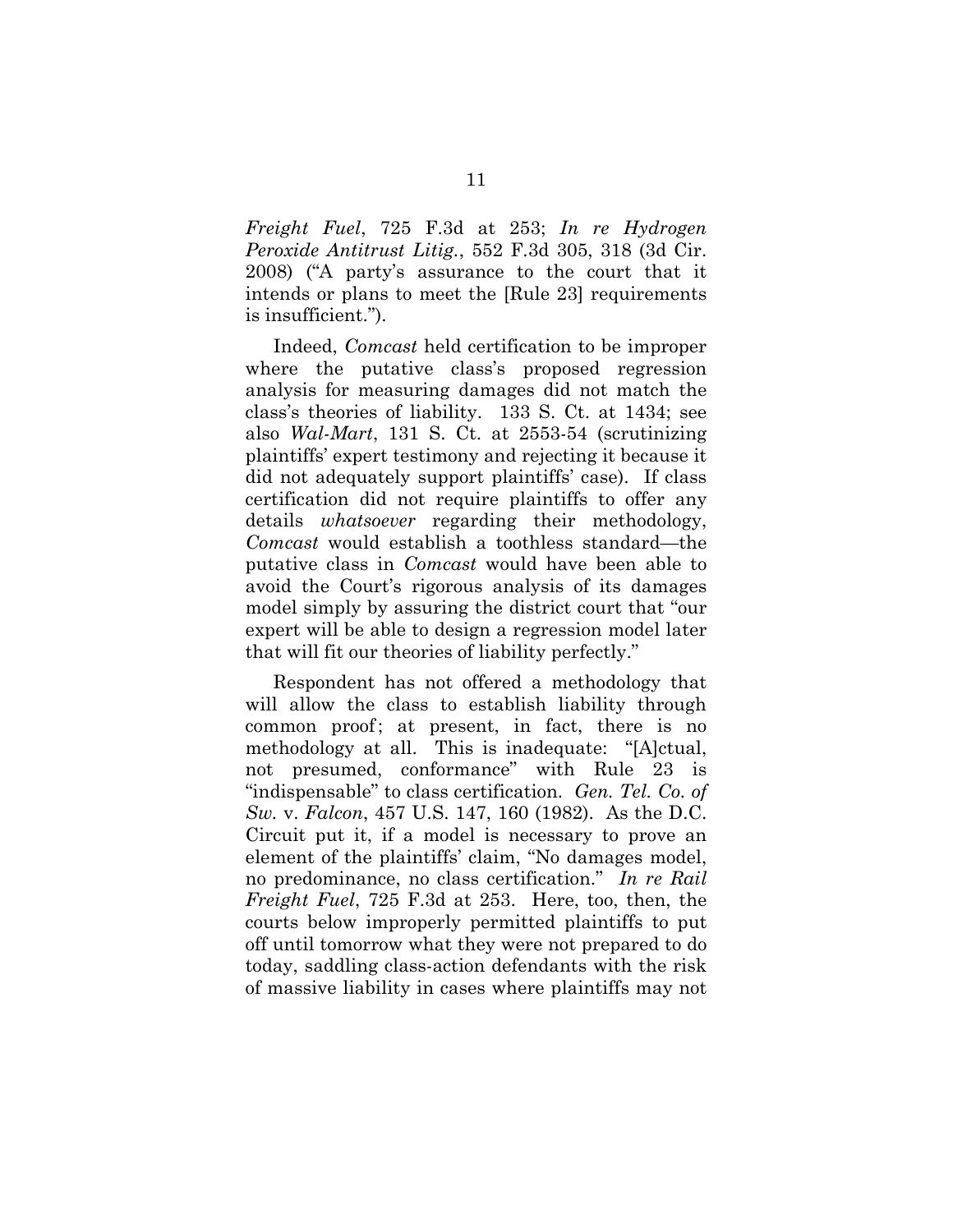*Freight Fuel*, 725 F.3d at 253; *In re Hydrogen Peroxide Antitrust Litig.*, 552 F.3d 305, 318 (3d Cir. 2008) ("A party's assurance to the court that it intends or plans to meet the [Rule 23] requirements is insufficient.").

Indeed, *Comcast* held certification to be improper where the putative class's proposed regression analysis for measuring damages did not match the class's theories of liability. 133 S. Ct. at 1434; see also *Wal-Mart*, 131 S. Ct. at 2553-54 (scrutinizing plaintiffs' expert testimony and rejecting it because it did not adequately support plaintiffs' case). If class certification did not require plaintiffs to offer any details *whatsoever* regarding their methodology, *Comcast* would establish a toothless standard—the putative class in *Comcast* would have been able to avoid the Court's rigorous analysis of its damages model simply by assuring the district court that "our expert will be able to design a regression model later that will fit our theories of liability perfectly."

Respondent has not offered a methodology that will allow the class to establish liability through common proof; at present, in fact, there is no methodology at all. This is inadequate: "[A]ctual, not presumed, conformance" with Rule 23 is "indispensable" to class certification. *Gen. Tel. Co. of Sw.* v. *Falcon*, 457 U.S. 147, 160 (1982). As the D.C. Circuit put it, if a model is necessary to prove an element of the plaintiffs' claim, "No damages model, no predominance, no class certification." *In re Rail Freight Fuel*, 725 F.3d at 253. Here, too, then, the courts below improperly permitted plaintiffs to put off until tomorrow what they were not prepared to do today, saddling class-action defendants with the risk of massive liability in cases where plaintiffs may not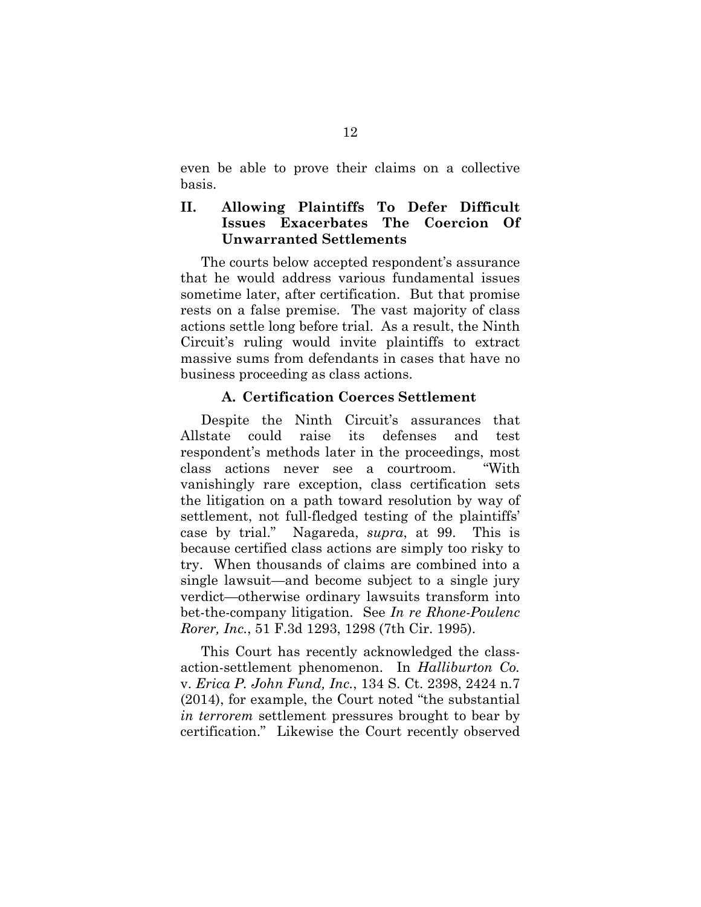even be able to prove their claims on a collective basis.

## II. Allowing Plaintiffs To Defer Difficult Issues Exacerbates The Coercion Of Unwarranted Settlements

The courts below accepted respondent's assurance that he would address various fundamental issues sometime later, after certification. But that promise rests on a false premise. The vast majority of class actions settle long before trial. As a result, the Ninth Circuit's ruling would invite plaintiffs to extract massive sums from defendants in cases that have no business proceeding as class actions.

### A. Certification Coerces Settlement

Despite the Ninth Circuit's assurances that Allstate could raise its defenses and test respondent's methods later in the proceedings, most class actions never see a courtroom. "With vanishingly rare exception, class certification sets the litigation on a path toward resolution by way of settlement, not full-fledged testing of the plaintiffs' case by trial." Nagareda, *supra*, at 99. This is because certified class actions are simply too risky to try. When thousands of claims are combined into a single lawsuit—and become subject to a single jury verdict—otherwise ordinary lawsuits transform into bet-the-company litigation. See *In re Rhone-Poulenc Rorer, Inc.*, 51 F.3d 1293, 1298 (7th Cir. 1995).

This Court has recently acknowledged the class-action-settlement phenomenon. In *Halliburton Co.* v. *Erica P. John Fund, Inc.*, 134 S. Ct. 2398, 2424 n.7 (2014), for example, the Court noted "the substantial *in terrorem* settlement pressures brought to bear by certification." Likewise the Court recently observed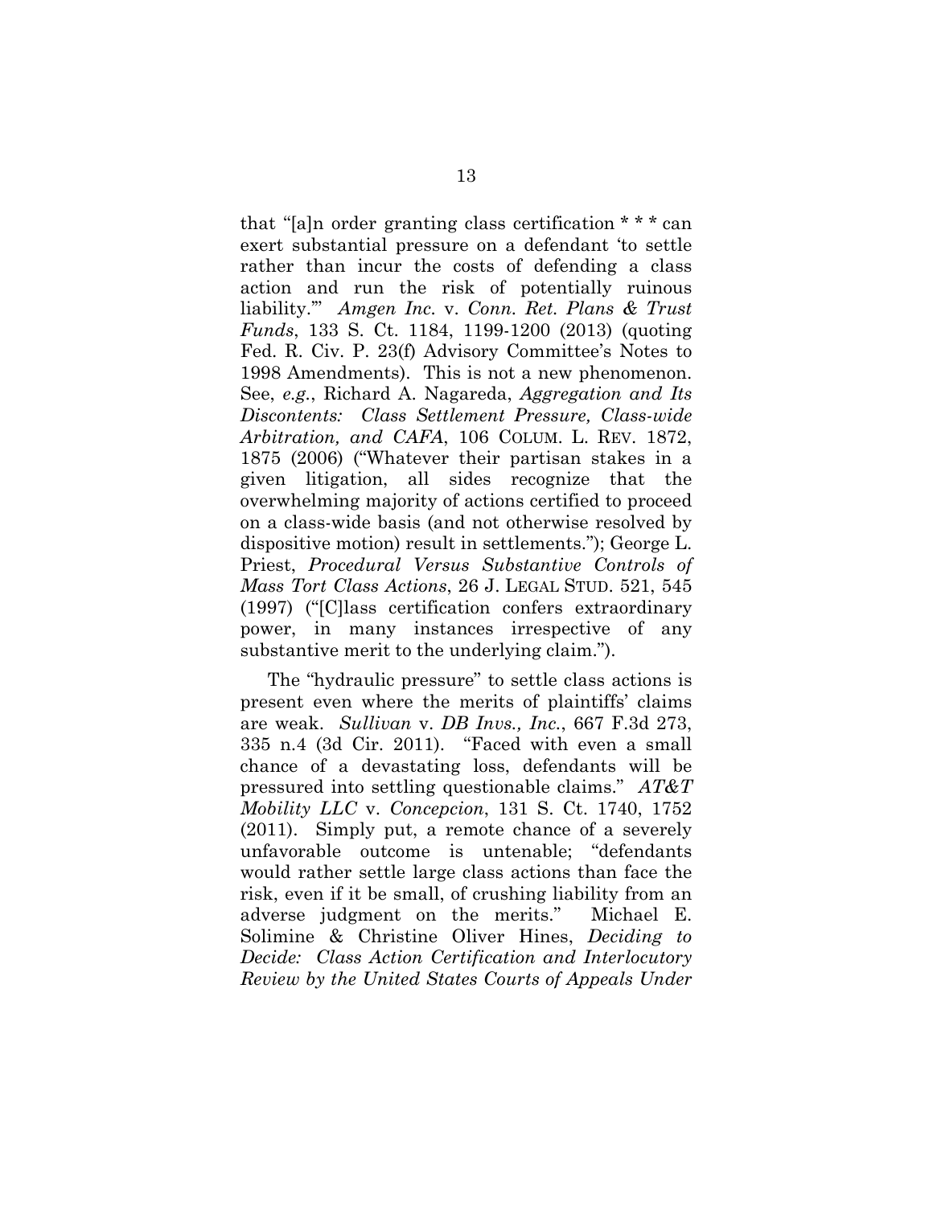that "[a]n order granting class certification * * * can exert substantial pressure on a defendant 'to settle rather than incur the costs of defending a class action and run the risk of potentially ruinous liability.'" *Amgen Inc.* v. *Conn. Ret. Plans & Trust Funds*, 133 S. Ct. 1184, 1199-1200 (2013) (quoting Fed. R. Civ. P. 23(f) Advisory Committee's Notes to 1998 Amendments). This is not a new phenomenon. See, *e.g.*, Richard A. Nagareda, *Aggregation and Its Discontents: Class Settlement Pressure, Class-wide Arbitration, and CAFA*, 106 COLUM. L. REV. 1872, 1875 (2006) ("Whatever their partisan stakes in a given litigation, all sides recognize that the overwhelming majority of actions certified to proceed on a class-wide basis (and not otherwise resolved by dispositive motion) result in settlements."); George L. Priest, *Procedural Versus Substantive Controls of Mass Tort Class Actions*, 26 J. LEGAL STUD. 521, 545 (1997) ("[C]lass certification confers extraordinary power, in many instances irrespective of any substantive merit to the underlying claim.").

The "hydraulic pressure" to settle class actions is present even where the merits of plaintiffs' claims are weak. *Sullivan* v. *DB Invs., Inc.*, 667 F.3d 273, 335 n.4 (3d Cir. 2011). "Faced with even a small chance of a devastating loss, defendants will be pressured into settling questionable claims." *AT&T Mobility LLC* v. *Concepcion*, 131 S. Ct. 1740, 1752 (2011). Simply put, a remote chance of a severely unfavorable outcome is untenable; "defendants would rather settle large class actions than face the risk, even if it be small, of crushing liability from an adverse judgment on the merits." Michael E. Solimine & Christine Oliver Hines, *Deciding to Decide: Class Action Certification and Interlocutory Review by the United States Courts of Appeals Under*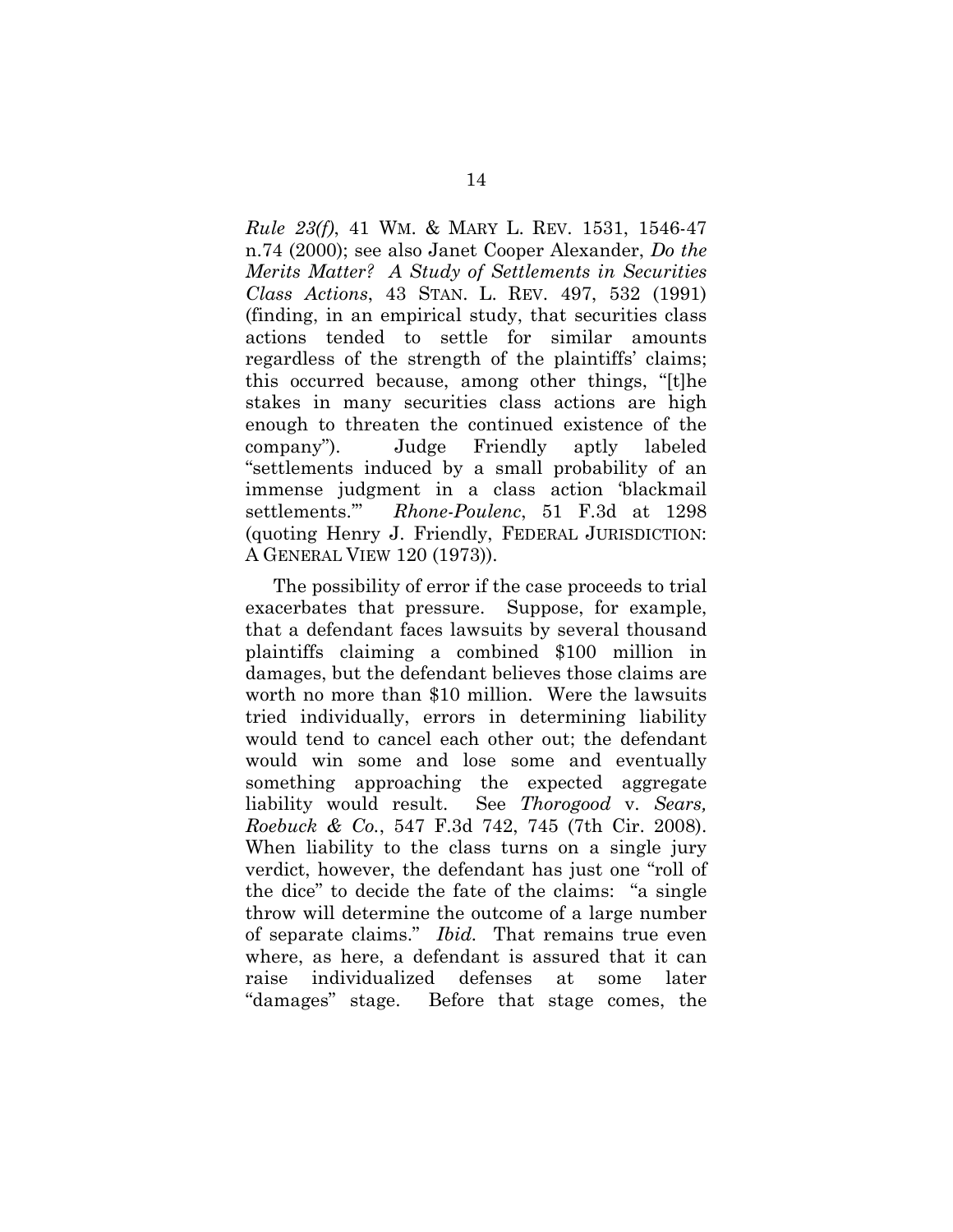*Rule 23(f)*, 41 WM. & MARY L. REV. 1531, 1546-47 n.74 (2000); see also Janet Cooper Alexander, *Do the Merits Matter? A Study of Settlements in Securities Class Actions*, 43 STAN. L. REV. 497, 532 (1991) (finding, in an empirical study, that securities class actions tended to settle for similar amounts regardless of the strength of the plaintiffs' claims; this occurred because, among other things, "[t]he stakes in many securities class actions are high enough to threaten the continued existence of the company"). Judge Friendly aptly labeled "settlements induced by a small probability of an immense judgment in a class action 'blackmail settlements.'" *Rhone-Poulenc*, 51 F.3d at 1298 (quoting Henry J. Friendly, FEDERAL JURISDICTION: A GENERAL VIEW 120 (1973)).

The possibility of error if the case proceeds to trial exacerbates that pressure. Suppose, for example, that a defendant faces lawsuits by several thousand plaintiffs claiming a combined $100 million in damages, but the defendant believes those claims are worth no more than $10 million. Were the lawsuits tried individually, errors in determining liability would tend to cancel each other out; the defendant would win some and lose some and eventually something approaching the expected aggregate liability would result. See *Thorogood* v. *Sears, Roebuck & Co.*, 547 F.3d 742, 745 (7th Cir. 2008). When liability to the class turns on a single jury verdict, however, the defendant has just one "roll of the dice" to decide the fate of the claims: "a single throw will determine the outcome of a large number of separate claims." *Ibid.* That remains true even where, as here, a defendant is assured that it can raise individualized defenses at some later "damages" stage. Before that stage comes, the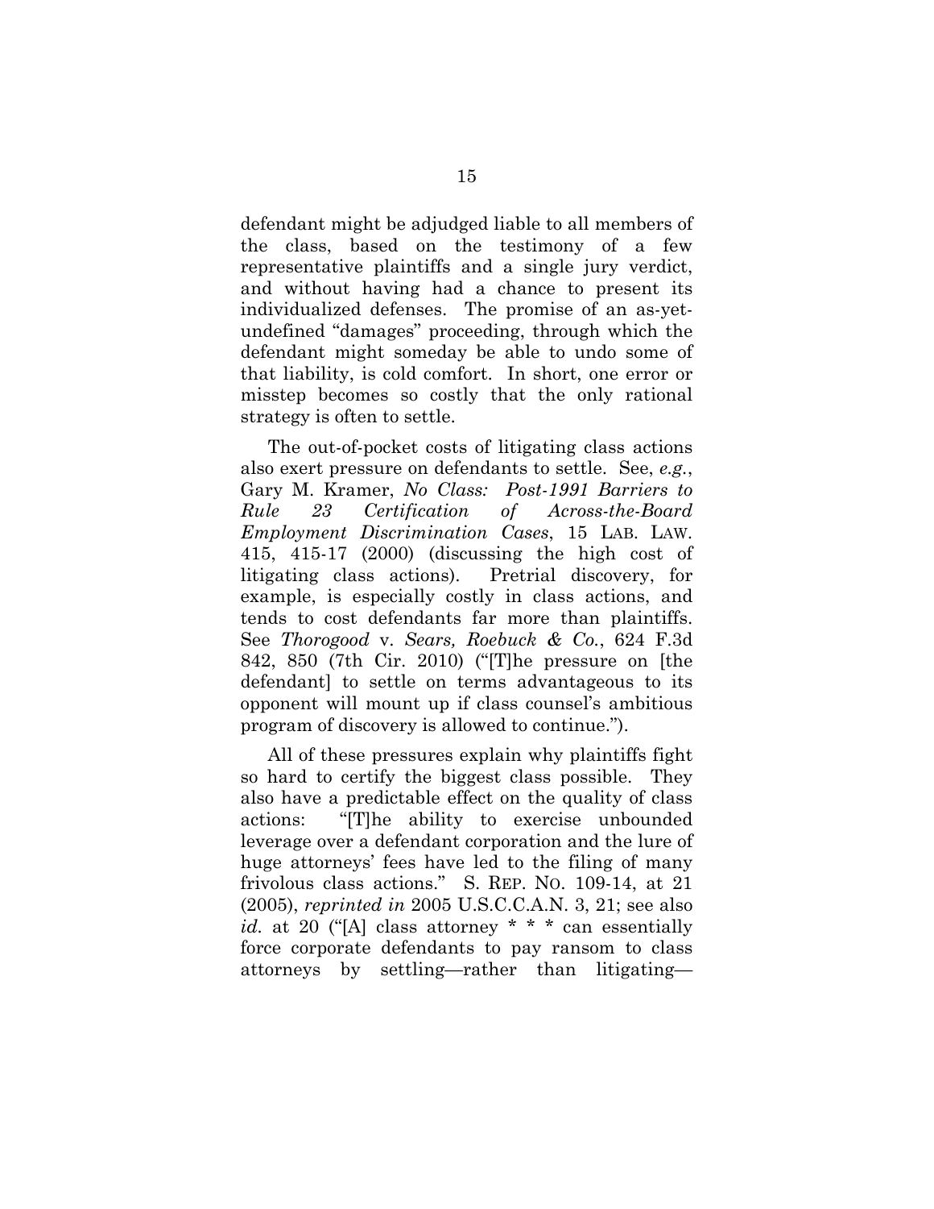defendant might be adjudged liable to all members of the class, based on the testimony of a few representative plaintiffs and a single jury verdict, and without having had a chance to present its individualized defenses. The promise of an as-yet-undefined "damages" proceeding, through which the defendant might someday be able to undo some of that liability, is cold comfort. In short, one error or misstep becomes so costly that the only rational strategy is often to settle.

The out-of-pocket costs of litigating class actions also exert pressure on defendants to settle. See, *e.g.*, Gary M. Kramer, *No Class: Post-1991 Barriers to Rule 23 Certification of Across-the-Board Employment Discrimination Cases*, 15 LAB. LAW. 415, 415-17 (2000) (discussing the high cost of litigating class actions). Pretrial discovery, for example, is especially costly in class actions, and tends to cost defendants far more than plaintiffs. See *Thorogood* v. *Sears, Roebuck & Co.*, 624 F.3d 842, 850 (7th Cir. 2010) ("[T]he pressure on [the defendant] to settle on terms advantageous to its opponent will mount up if class counsel's ambitious program of discovery is allowed to continue.").

All of these pressures explain why plaintiffs fight so hard to certify the biggest class possible. They also have a predictable effect on the quality of class actions: "[T]he ability to exercise unbounded leverage over a defendant corporation and the lure of huge attorneys' fees have led to the filing of many frivolous class actions." S. REP. NO. 109-14, at 21 (2005), *reprinted in* 2005 U.S.C.C.A.N. 3, 21; see also *id.* at 20 ("[A] class attorney * * * can essentially force corporate defendants to pay ransom to class attorneys by settling—rather than litigating—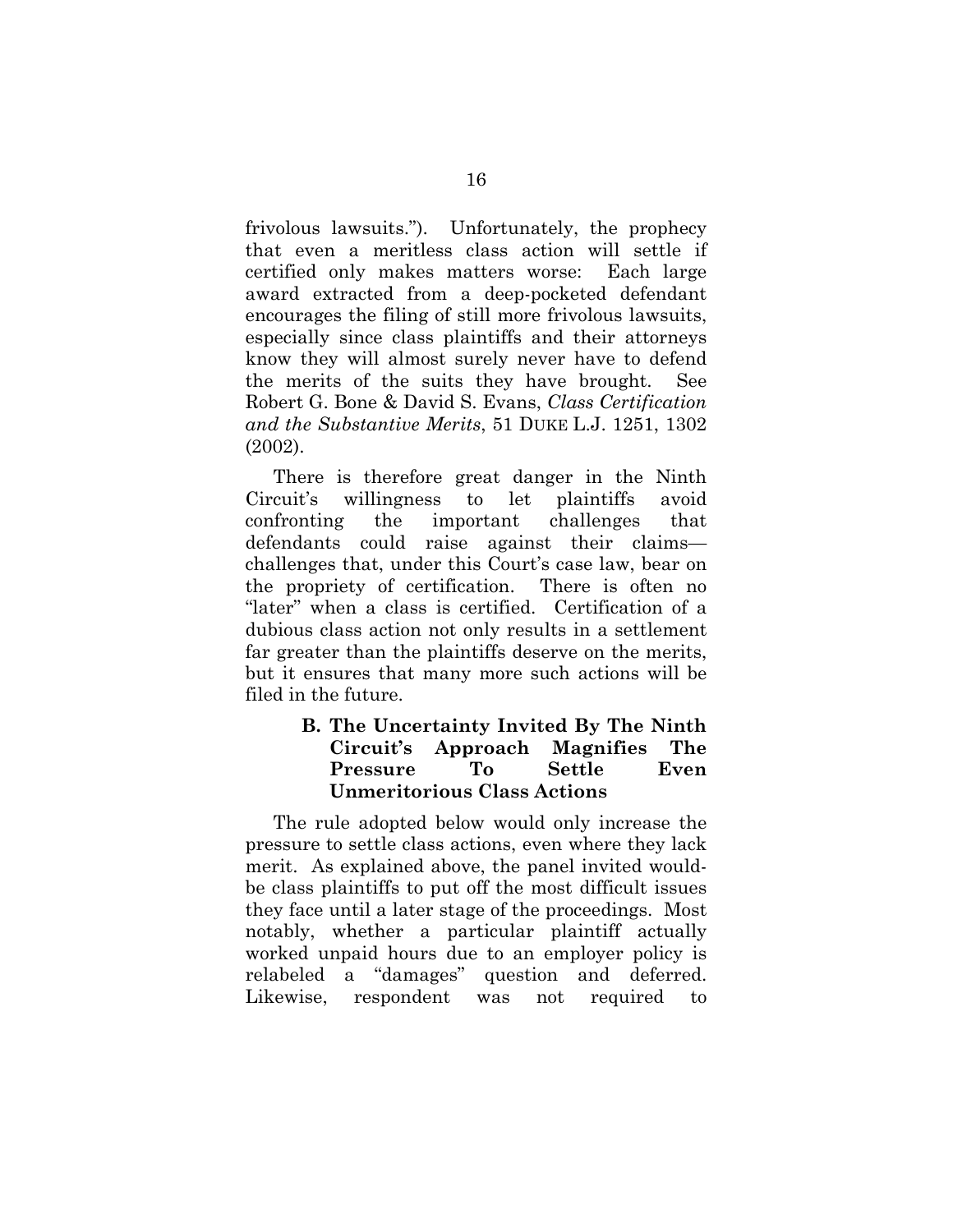frivolous lawsuits."). Unfortunately, the prophecy that even a meritless class action will settle if certified only makes matters worse: Each large award extracted from a deep-pocketed defendant encourages the filing of still more frivolous lawsuits, especially since class plaintiffs and their attorneys know they will almost surely never have to defend the merits of the suits they have brought. See Robert G. Bone & David S. Evans, *Class Certification and the Substantive Merits*, 51 DUKE L.J. 1251, 1302 (2002).

There is therefore great danger in the Ninth Circuit's willingness to let plaintiffs avoid confronting the important challenges that defendants could raise against their claims—challenges that, under this Court's case law, bear on the propriety of certification. There is often no "later" when a class is certified. Certification of a dubious class action not only results in a settlement far greater than the plaintiffs deserve on the merits, but it ensures that many more such actions will be filed in the future.

### B. The Uncertainty Invited By The Ninth Circuit's Approach Magnifies The Pressure To Settle Even Unmeritorious Class Actions

The rule adopted below would only increase the pressure to settle class actions, even where they lack merit. As explained above, the panel invited would-be class plaintiffs to put off the most difficult issues they face until a later stage of the proceedings. Most notably, whether a particular plaintiff actually worked unpaid hours due to an employer policy is relabeled a "damages" question and deferred. Likewise, respondent was not required to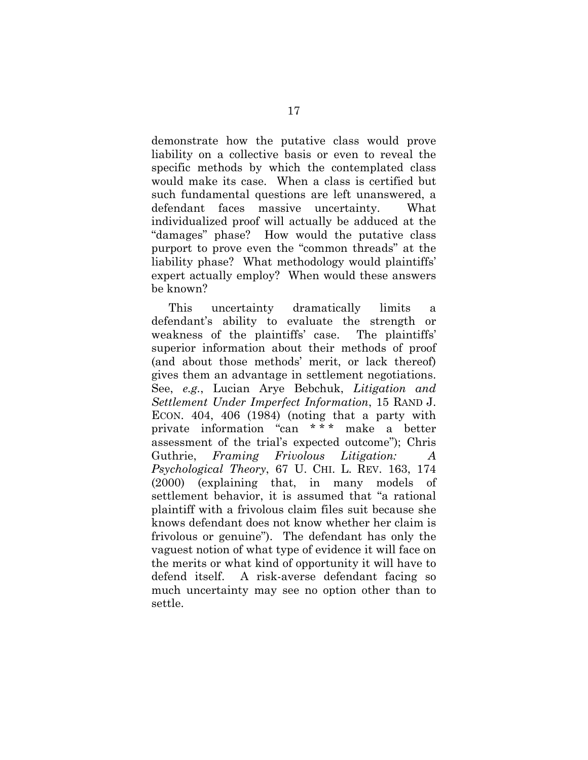demonstrate how the putative class would prove liability on a collective basis or even to reveal the specific methods by which the contemplated class would make its case. When a class is certified but such fundamental questions are left unanswered, a defendant faces massive uncertainty. What individualized proof will actually be adduced at the "damages" phase? How would the putative class purport to prove even the "common threads" at the liability phase? What methodology would plaintiffs' expert actually employ? When would these answers be known?

This uncertainty dramatically limits a defendant's ability to evaluate the strength or weakness of the plaintiffs' case. The plaintiffs' superior information about their methods of proof (and about those methods' merit, or lack thereof) gives them an advantage in settlement negotiations. See, *e.g.*, Lucian Arye Bebchuk, *Litigation and Settlement Under Imperfect Information*, 15 RAND J. ECON. 404, 406 (1984) (noting that a party with private information "can * * * make a better assessment of the trial's expected outcome"); Chris Guthrie, *Framing Frivolous Litigation: A Psychological Theory*, 67 U. CHI. L. REV. 163, 174 (2000) (explaining that, in many models of settlement behavior, it is assumed that "a rational plaintiff with a frivolous claim files suit because she knows defendant does not know whether her claim is frivolous or genuine"). The defendant has only the vaguest notion of what type of evidence it will face on the merits or what kind of opportunity it will have to defend itself. A risk-averse defendant facing so much uncertainty may see no option other than to settle.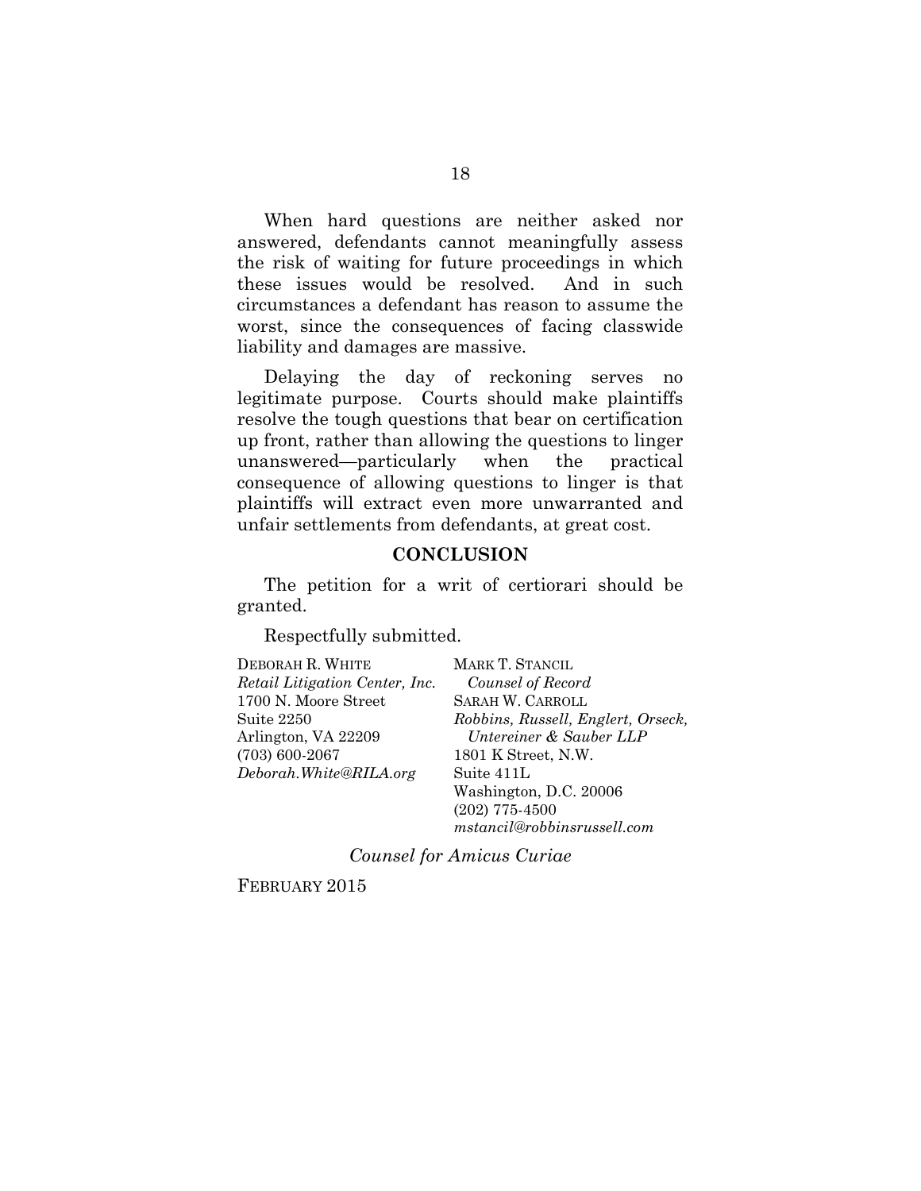When hard questions are neither asked nor answered, defendants cannot meaningfully assess the risk of waiting for future proceedings in which these issues would be resolved. And in such circumstances a defendant has reason to assume the worst, since the consequences of facing classwide liability and damages are massive.

Delaying the day of reckoning serves no legitimate purpose. Courts should make plaintiffs resolve the tough questions that bear on certification up front, rather than allowing the questions to linger unanswered—particularly when the practical consequence of allowing questions to linger is that plaintiffs will extract even more unwarranted and unfair settlements from defendants, at great cost.

## CONCLUSION

The petition for a writ of certiorari should be granted.

Respectfully submitted.

DEBORAH R. WHITE
*Retail Litigation Center, Inc.*
1700 N. Moore Street
Suite 2250
Arlington, VA 22209
(703) 600-2067
*Deborah.White@RILA.org*

MARK T. STANCIL
*Counsel of Record*
SARAH W. CARROLL
*Robbins, Russell, Englert, Orseck, Untereiner & Sauber LLP*
1801 K Street, N.W.
Suite 411L
Washington, D.C. 20006
(202) 775-4500
*mstancil@robbinsrussell.com*

*Counsel for Amicus Curiae*

FEBRUARY 2015